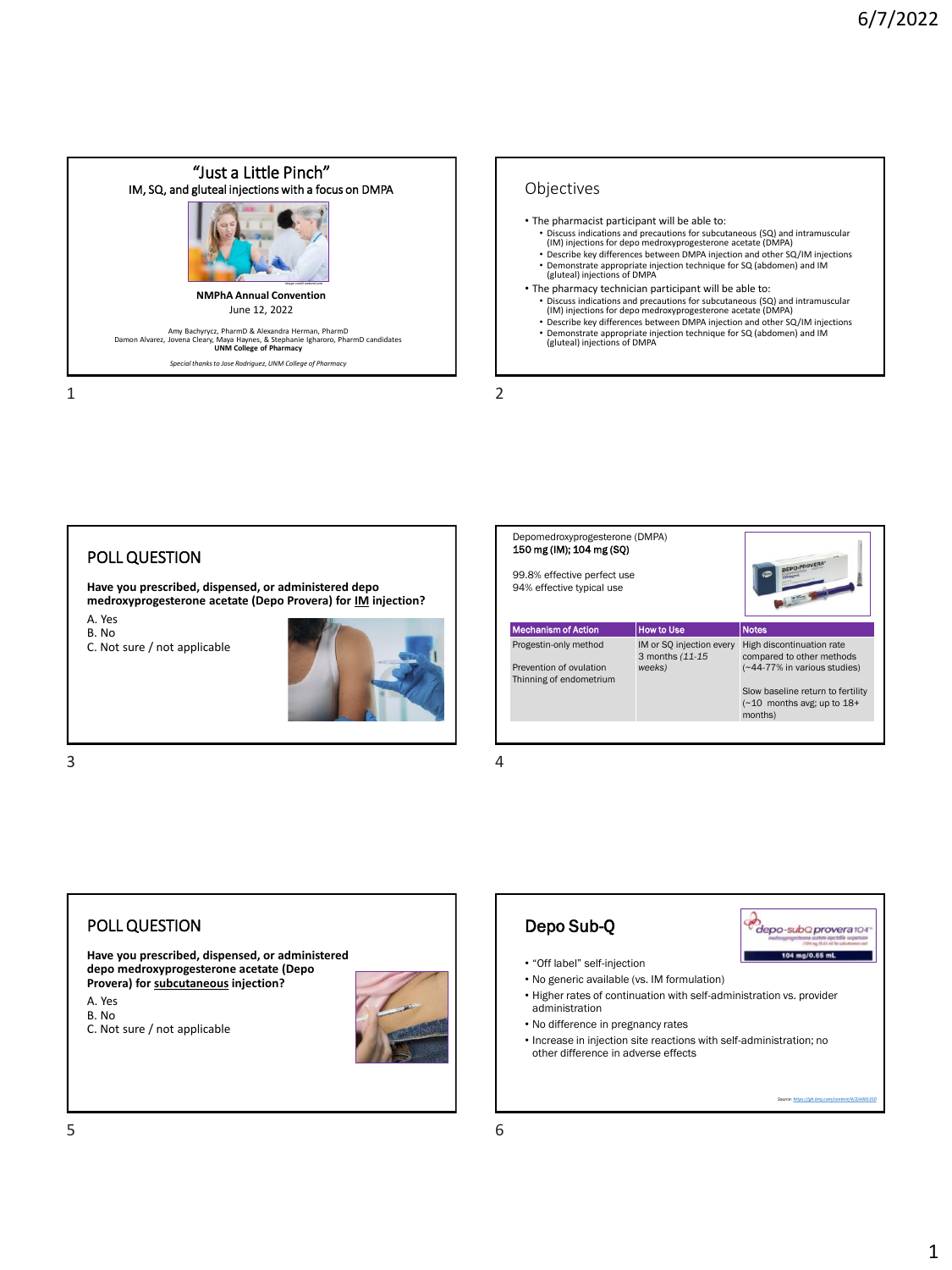## "Just a Little Pinch"

### IM, SQ, and gluteal injections with a focus on DMPA

**NMPhA Annual Convention**

June 12, 2022

Amy Bachyrycz, PharmD & Alexandra Herman, PharmD
Damon Alvarez, Jovena Cleary, Maya Haynes, & Stephanie Igharoro, PharmD candidates
**UNM College of Pharmacy**

*Special thanks to Jose Rodriguez, UNM College of Pharmacy*

## Objectives

- The pharmacist participant will be able to:
  - Discuss indications and precautions for subcutaneous (SQ) and intramuscular (IM) injections for depo medroxyprogesterone acetate (DMPA)
  - Describe key differences between DMPA injection and other SQ/IM injections
  - Demonstrate appropriate injection technique for SQ (abdomen) and IM (gluteal) injections of DMPA
- The pharmacy technician participant will be able to:
  - Discuss indications and precautions for subcutaneous (SQ) and intramuscular (IM) injections for depo medroxyprogesterone acetate (DMPA)
  - Describe key differences between DMPA injection and other SQ/IM injections
  - Demonstrate appropriate injection technique for SQ (abdomen) and IM (gluteal) injections of DMPA

## POLL QUESTION

**Have you prescribed, dispensed, or administered depo medroxyprogesterone acetate (Depo Provera) for IM injection?**

A. Yes
B. No
C. Not sure / not applicable

Depomedroxyprogesterone (DMPA)
**150 mg (IM); 104 mg (SQ)**

99.8% effective perfect use
94% effective typical use

| Mechanism of Action | How to Use | Notes |
|---|---|---|
| Progestin-only method<br><br>Prevention of ovulation<br>Thinning of endometrium | IM or SQ injection every 3 months *(11-15 weeks)* | High discontinuation rate compared to other methods (~44-77% in various studies)<br><br>Slow baseline return to fertility (~10 months avg; up to 18+ months) |

## POLL QUESTION

**Have you prescribed, dispensed, or administered depo medroxyprogesterone acetate (Depo Provera) for subcutaneous injection?**

A. Yes
B. No
C. Not sure / not applicable

## Depo Sub-Q

- "Off label" self-injection
- No generic available (vs. IM formulation)
- Higher rates of continuation with self-administration vs. provider administration
- No difference in pregnancy rates
- Increase in injection site reactions with self-administration; no other difference in adverse effects

*Source: https://gh.bmj.com/content/4/2/e001350*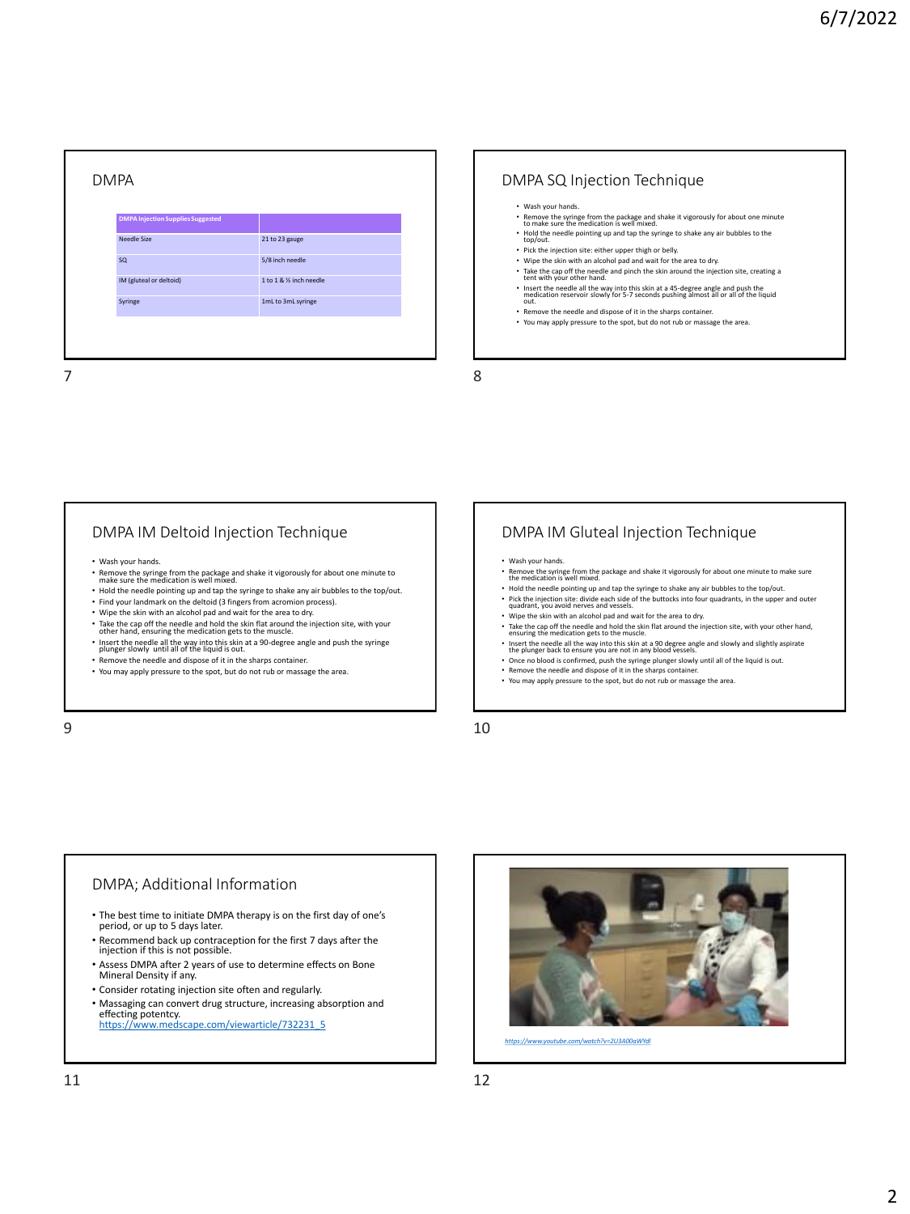## DMPA

| DMPA Injection Supplies Suggested | |
|---|---|
| Needle Size | 21 to 23 gauge |
| SQ | 5/8 inch needle |
| IM (gluteal or deltoid) | 1 to 1 & ½ inch needle |
| Syringe | 1mL to 3mL syringe |

## DMPA SQ Injection Technique

- Wash your hands.
- Remove the syringe from the package and shake it vigorously for about one minute to make sure the medication is well mixed.
- Hold the needle pointing up and tap the syringe to shake any air bubbles to the top/out.
- Pick the injection site: either upper thigh or belly.
- Wipe the skin with an alcohol pad and wait for the area to dry.
- Take the cap off the needle and pinch the skin around the injection site, creating a tent with your other hand.
- Insert the needle all the way into this skin at a 45-degree angle and push the medication reservoir slowly for 5-7 seconds pushing almost all or all of the liquid out.
- Remove the needle and dispose of it in the sharps container.
- You may apply pressure to the spot, but do not rub or massage the area.

## DMPA IM Deltoid Injection Technique

- Wash your hands.
- Remove the syringe from the package and shake it vigorously for about one minute to make sure the medication is well mixed.
- Hold the needle pointing up and tap the syringe to shake any air bubbles to the top/out.
- Find your landmark on the deltoid (3 fingers from acromion process).
- Wipe the skin with an alcohol pad and wait for the area to dry.
- Take the cap off the needle and hold the skin flat around the injection site, with your other hand, ensuring the medication gets to the muscle.
- Insert the needle all the way into this skin at a 90-degree angle and push the syringe plunger slowly until all of the liquid is out.
- Remove the needle and dispose of it in the sharps container.
- You may apply pressure to the spot, but do not rub or massage the area.

## DMPA IM Gluteal Injection Technique

- Wash your hands.
- Remove the syringe from the package and shake it vigorously for about one minute to make sure the medication is well mixed.
- Hold the needle pointing up and tap the syringe to shake any air bubbles to the top/out.
- Pick the injection site: divide each side of the buttocks into four quadrants, in the upper and outer quadrant, you avoid nerves and vessels.
- Wipe the skin with an alcohol pad and wait for the area to dry.
- Take the cap off the needle and hold the skin flat around the injection site, with your other hand, ensuring the medication gets to the muscle.
- Insert the needle all the way into this skin at a 90 degree angle and slowly and slightly aspirate the plunger back to ensure you are not in any blood vessels.
- Once no blood is confirmed, push the syringe plunger slowly until all of the liquid is out.
- Remove the needle and dispose of it in the sharps container.
- You may apply pressure to the spot, but do not rub or massage the area.

## DMPA; Additional Information

- The best time to initiate DMPA therapy is on the first day of one's period, or up to 5 days later.
- Recommend back up contraception for the first 7 days after the injection if this is not possible.
- Assess DMPA after 2 years of use to determine effects on Bone Mineral Density if any.
- Consider rotating injection site often and regularly.
- Massaging can convert drug structure, increasing absorption and effecting potentcy.
  https://www.medscape.com/viewarticle/732231_5

*https://www.youtube.com/watch?v=2U3A00aWYdI*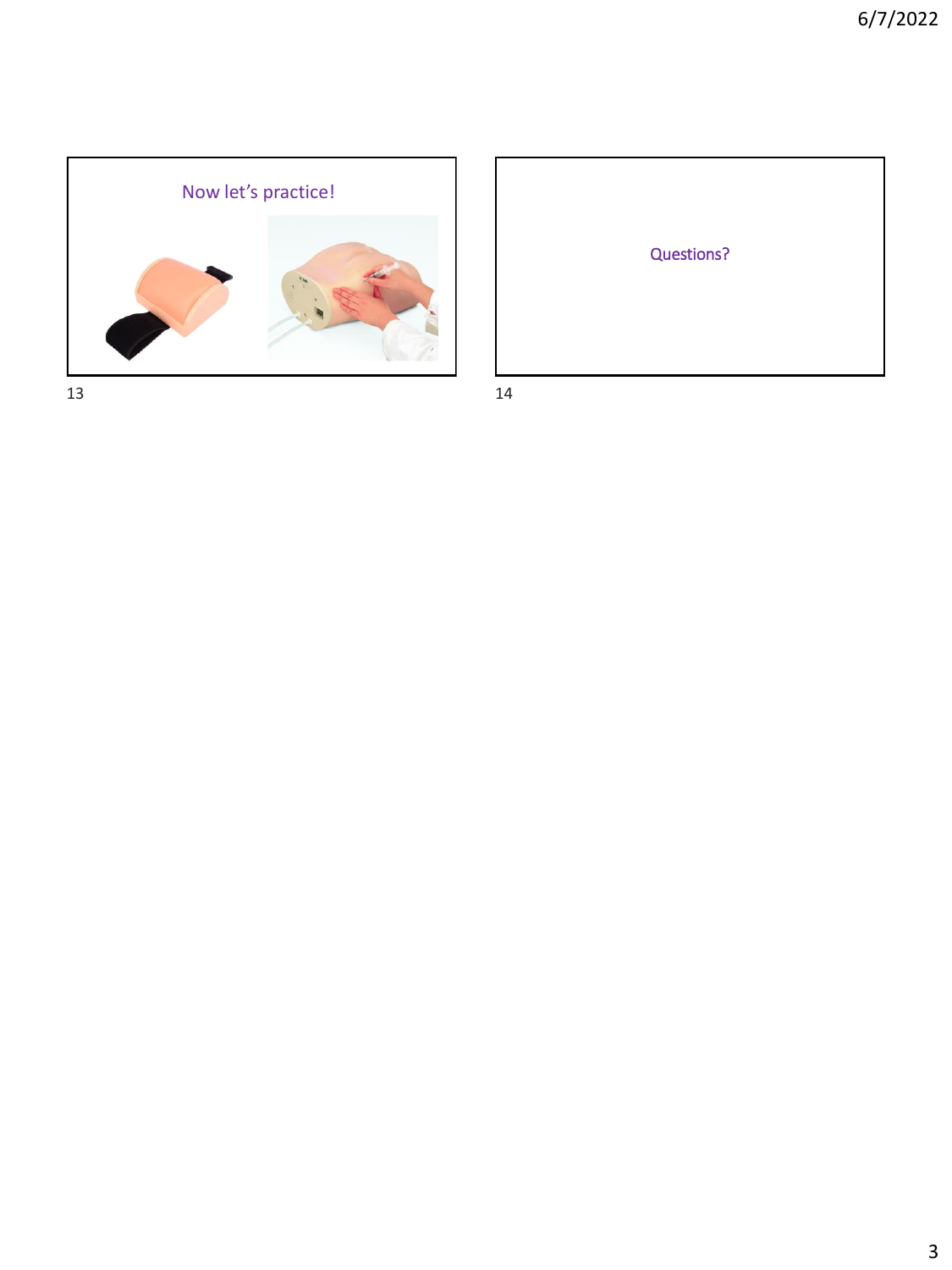Now let's practice!

Questions?